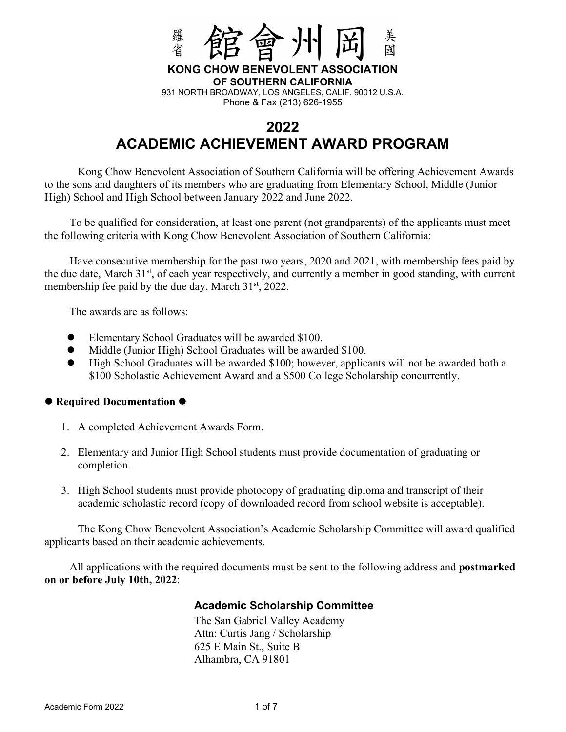羅省 館會州岡 美國

**KONG CHOW BENEVOLENT ASSOCIATION**
**OF SOUTHERN CALIFORNIA**
931 NORTH BROADWAY, LOS ANGELES, CALIF. 90012 U.S.A.
Phone & Fax (213) 626-1955

# 2022
# ACADEMIC ACHIEVEMENT AWARD PROGRAM

Kong Chow Benevolent Association of Southern California will be offering Achievement Awards to the sons and daughters of its members who are graduating from Elementary School, Middle (Junior High) School and High School between January 2022 and June 2022.

To be qualified for consideration, at least one parent (not grandparents) of the applicants must meet the following criteria with Kong Chow Benevolent Association of Southern California:

Have consecutive membership for the past two years, 2020 and 2021, with membership fees paid by the due date, March 31st, of each year respectively, and currently a member in good standing, with current membership fee paid by the due day, March 31st, 2022.

The awards are as follows:

- Elementary School Graduates will be awarded $100.
- Middle (Junior High) School Graduates will be awarded $100.
- High School Graduates will be awarded $100; however, applicants will not be awarded both a $100 Scholastic Achievement Award and a $500 College Scholarship concurrently.

● **Required Documentation** ●

1. A completed Achievement Awards Form.
2. Elementary and Junior High School students must provide documentation of graduating or completion.
3. High School students must provide photocopy of graduating diploma and transcript of their academic scholastic record (copy of downloaded record from school website is acceptable).

The Kong Chow Benevolent Association's Academic Scholarship Committee will award qualified applicants based on their academic achievements.

All applications with the required documents must be sent to the following address and **postmarked on or before July 10th, 2022**:

**Academic Scholarship Committee**
The San Gabriel Valley Academy
Attn: Curtis Jang / Scholarship
625 E Main St., Suite B
Alhambra, CA 91801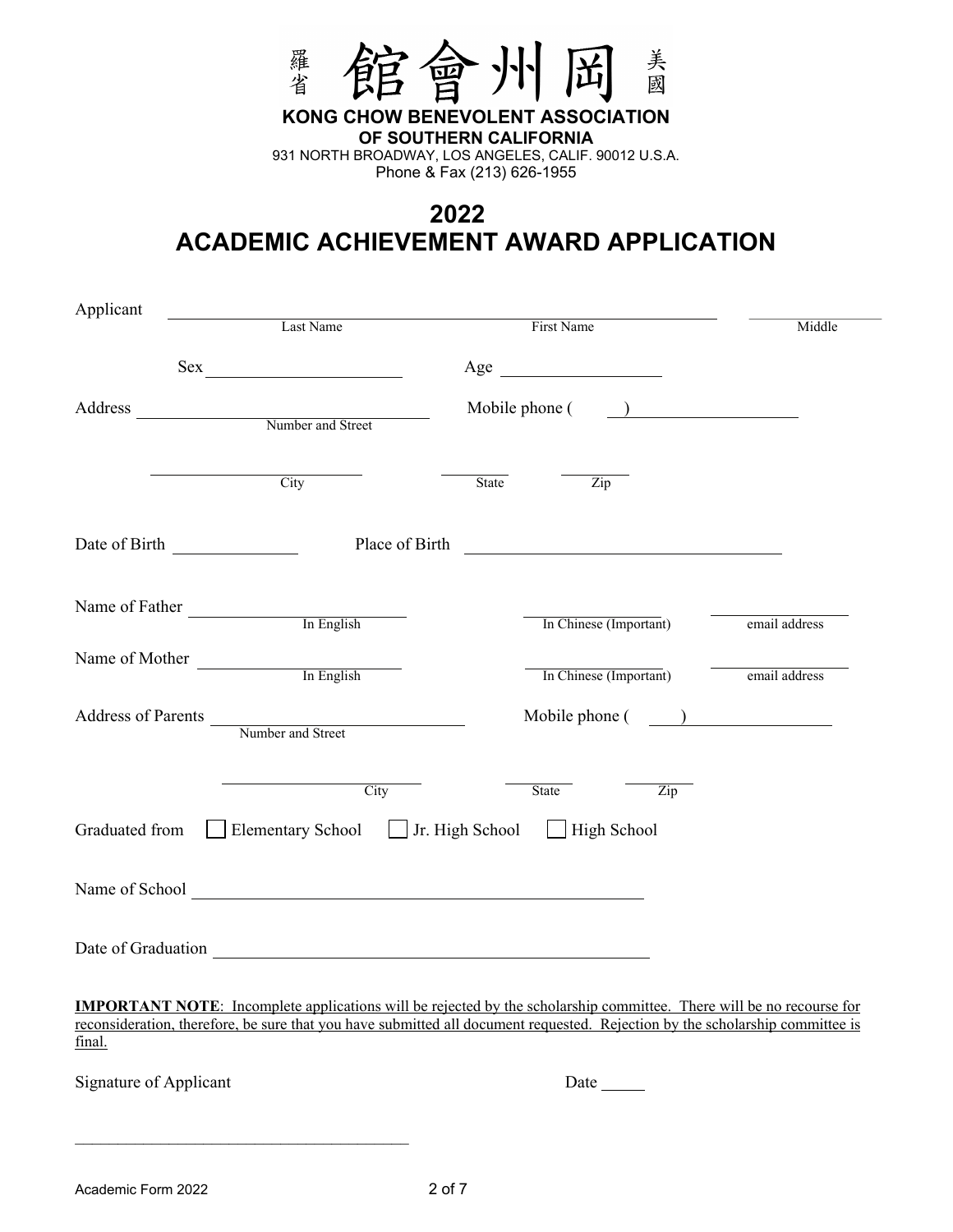羅省 館會州岡 美國

**KONG CHOW BENEVOLENT ASSOCIATION**
**OF SOUTHERN CALIFORNIA**

931 NORTH BROADWAY, LOS ANGELES, CALIF. 90012 U.S.A.
Phone & Fax (213) 626-1955

# 2022
# ACADEMIC ACHIEVEMENT AWARD APPLICATION

Applicant ______________________________ ______________________________ ______________
Last Name First Name Middle

Sex ____________________ Age ____________________

Address ______________________________ Mobile phone ( ) ____________________
Number and Street

______________________ ________ ________
City State Zip

Date of Birth ______________ Place of Birth ______________________________

Name of Father ______________________ ______________________ ______________
In English In Chinese (Important) email address

Name of Mother ______________________ ______________________ ______________
In English In Chinese (Important) email address

Address of Parents ______________________________ Mobile phone ( ) ____________________
Number and Street

______________________ ________ ________
City State Zip

Graduated from ☐ Elementary School ☐ Jr. High School ☐ High School

Name of School ______________________________________________

Date of Graduation ______________________________________________

**IMPORTANT NOTE**: Incomplete applications will be rejected by the scholarship committee. There will be no recourse for reconsideration, therefore, be sure that you have submitted all document requested. Rejection by the scholarship committee is final.

Signature of Applicant Date _____

______________________________________

Academic Form 2022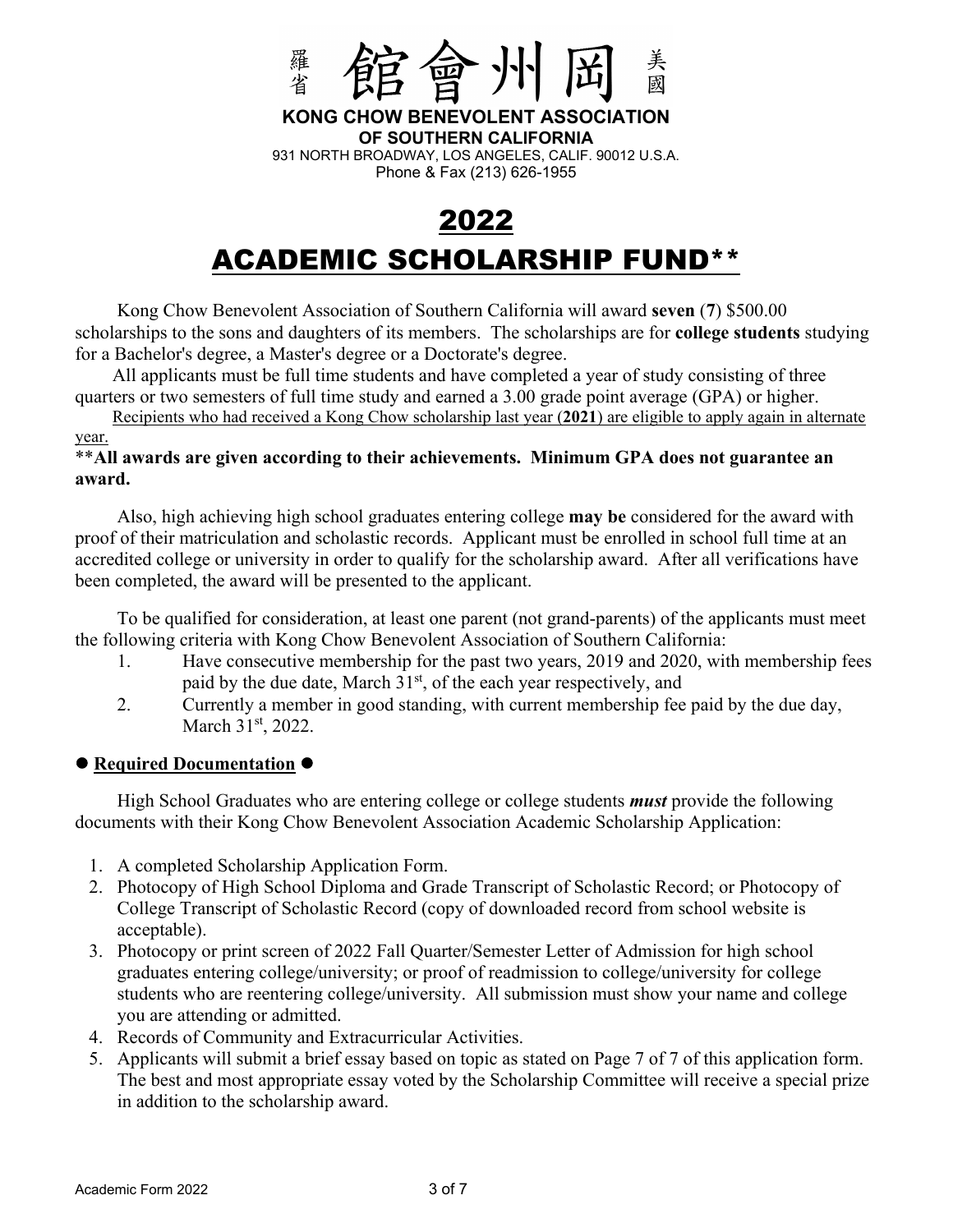羅省 館會州岡 美國

**KONG CHOW BENEVOLENT ASSOCIATION**
**OF SOUTHERN CALIFORNIA**
931 NORTH BROADWAY, LOS ANGELES, CALIF. 90012 U.S.A.
Phone & Fax (213) 626-1955

# 2022
# ACADEMIC SCHOLARSHIP FUND**

Kong Chow Benevolent Association of Southern California will award **seven** (**7**) $500.00 scholarships to the sons and daughters of its members. The scholarships are for **college students** studying for a Bachelor's degree, a Master's degree or a Doctorate's degree.

All applicants must be full time students and have completed a year of study consisting of three quarters or two semesters of full time study and earned a 3.00 grade point average (GPA) or higher.

Recipients who had received a Kong Chow scholarship last year (**2021**) are eligible to apply again in alternate year.

****All awards are given according to their achievements. Minimum GPA does not guarantee an award.**

Also, high achieving high school graduates entering college **may be** considered for the award with proof of their matriculation and scholastic records. Applicant must be enrolled in school full time at an accredited college or university in order to qualify for the scholarship award. After all verifications have been completed, the award will be presented to the applicant.

To be qualified for consideration, at least one parent (not grand-parents) of the applicants must meet the following criteria with Kong Chow Benevolent Association of Southern California:

1. Have consecutive membership for the past two years, 2019 and 2020, with membership fees paid by the due date, March 31st, of the each year respectively, and
2. Currently a member in good standing, with current membership fee paid by the due day, March 31st, 2022.

## ● Required Documentation ●

High School Graduates who are entering college or college students ***must*** provide the following documents with their Kong Chow Benevolent Association Academic Scholarship Application:

1. A completed Scholarship Application Form.
2. Photocopy of High School Diploma and Grade Transcript of Scholastic Record; or Photocopy of College Transcript of Scholastic Record (copy of downloaded record from school website is acceptable).
3. Photocopy or print screen of 2022 Fall Quarter/Semester Letter of Admission for high school graduates entering college/university; or proof of readmission to college/university for college students who are reentering college/university. All submission must show your name and college you are attending or admitted.
4. Records of Community and Extracurricular Activities.
5. Applicants will submit a brief essay based on topic as stated on Page 7 of 7 of this application form. The best and most appropriate essay voted by the Scholarship Committee will receive a special prize in addition to the scholarship award.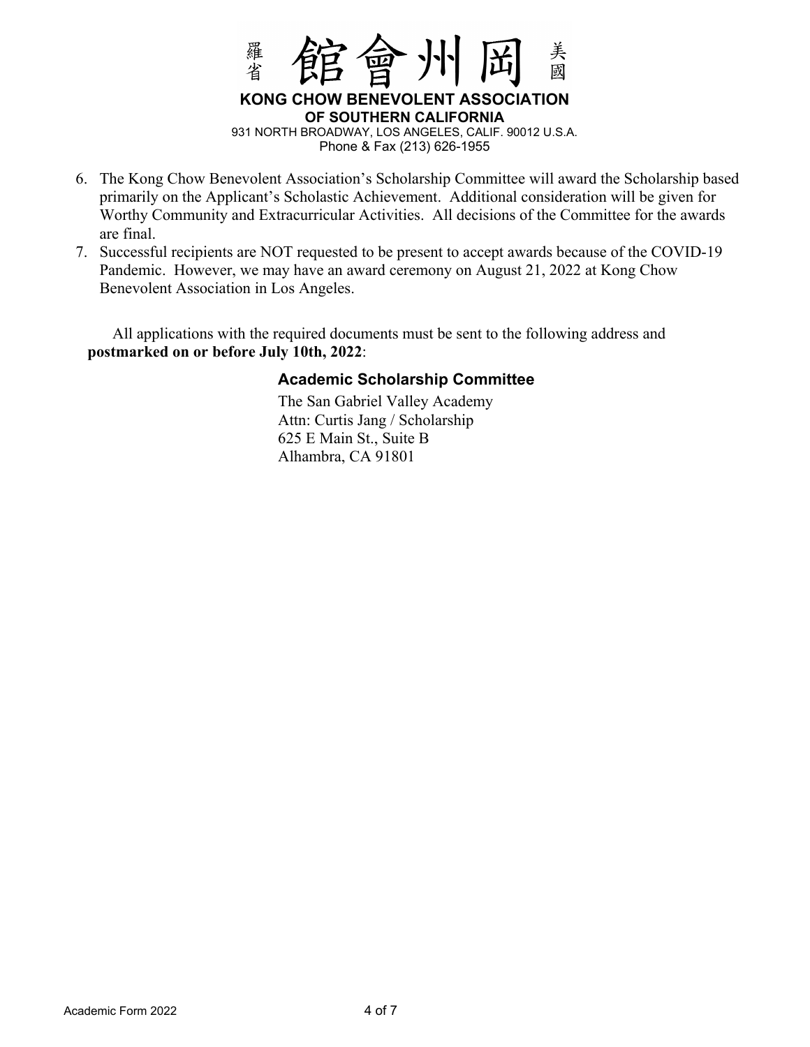羅省 館會州岡 美國

**KONG CHOW BENEVOLENT ASSOCIATION**
**OF SOUTHERN CALIFORNIA**
931 NORTH BROADWAY, LOS ANGELES, CALIF. 90012 U.S.A.
Phone & Fax (213) 626-1955

6. The Kong Chow Benevolent Association's Scholarship Committee will award the Scholarship based primarily on the Applicant's Scholastic Achievement. Additional consideration will be given for Worthy Community and Extracurricular Activities. All decisions of the Committee for the awards are final.
7. Successful recipients are NOT requested to be present to accept awards because of the COVID-19 Pandemic. However, we may have an award ceremony on August 21, 2022 at Kong Chow Benevolent Association in Los Angeles.

All applications with the required documents must be sent to the following address and **postmarked on or before July 10th, 2022**:

**Academic Scholarship Committee**

The San Gabriel Valley Academy
Attn: Curtis Jang / Scholarship
625 E Main St., Suite B
Alhambra, CA 91801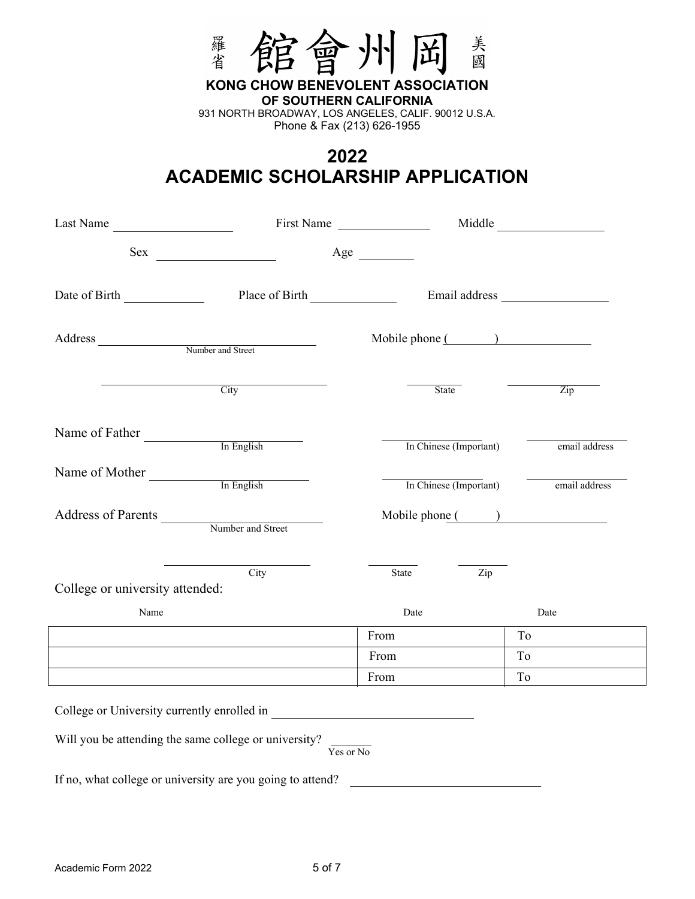羅省 館會州岡 美國

**KONG CHOW BENEVOLENT ASSOCIATION**
**OF SOUTHERN CALIFORNIA**
931 NORTH BROADWAY, LOS ANGELES, CALIF. 90012 U.S.A.
Phone & Fax (213) 626-1955

# 2022
# ACADEMIC SCHOLARSHIP APPLICATION

Last Name ________________ First Name ______________ Middle ________________

Sex ________________ Age ________

Date of Birth ____________ Place of Birth ______________ Email address ________________

Address ______________________________ Mobile phone (________) ______________
Number and Street

______________________________ ________ ____________
City State Zip

Name of Father ______________________ ______________________ ______________________
In English In Chinese (Important) email address

Name of Mother ______________________ ______________________ ______________________
In English In Chinese (Important) email address

Address of Parents ______________________ Mobile phone (______) ______________
Number and Street

______________________ ________ ________
City State Zip

College or university attended:

| Name | Date | Date |
|---|---|---|
| | From | To |
| | From | To |
| | From | To |

College or University currently enrolled in ______________________________

Will you be attending the same college or university? ______
Yes or No

If no, what college or university are you going to attend? ______________________________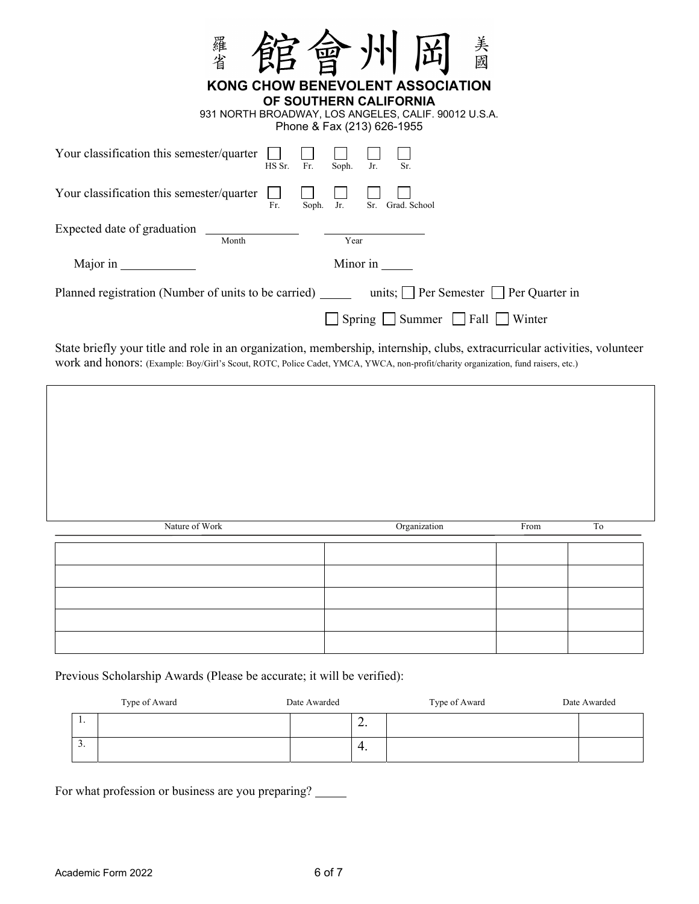# 羅省 館會州岡 美國

## KONG CHOW BENEVOLENT ASSOCIATION
### OF SOUTHERN CALIFORNIA

931 NORTH BROADWAY, LOS ANGELES, CALIF. 90012 U.S.A.
Phone & Fax (213) 626-1955

Your classification this semester/quarter ☐ HS Sr. ☐ Fr. ☐ Soph. ☐ Jr. ☐ Sr.

Your classification this semester/quarter ☐ Fr. ☐ Soph. ☐ Jr. ☐ Sr. ☐ Grad. School

Expected date of graduation ______________ (Month) ______________ (Year)

Major in ____________ Minor in _____

Planned registration (Number of units to be carried) _____ units; ☐ Per Semester ☐ Per Quarter in

☐ Spring ☐ Summer ☐ Fall ☐ Winter

State briefly your title and role in an organization, membership, internship, clubs, extracurricular activities, volunteer work and honors: (Example: Boy/Girl's Scout, ROTC, Police Cadet, YMCA, YWCA, non-profit/charity organization, fund raisers, etc.)

| Nature of Work | Organization | From | To |
|---|---|---|---|
| | | | |
| | | | |
| | | | |
| | | | |
| | | | |

Previous Scholarship Awards (Please be accurate; it will be verified):

| | Type of Award | Date Awarded | | Type of Award | Date Awarded |
|---|---|---|---|---|---|
| 1. | | | 2. | | |
| 3. | | | 4. | | |

For what profession or business are you preparing? _____

Academic Form 2022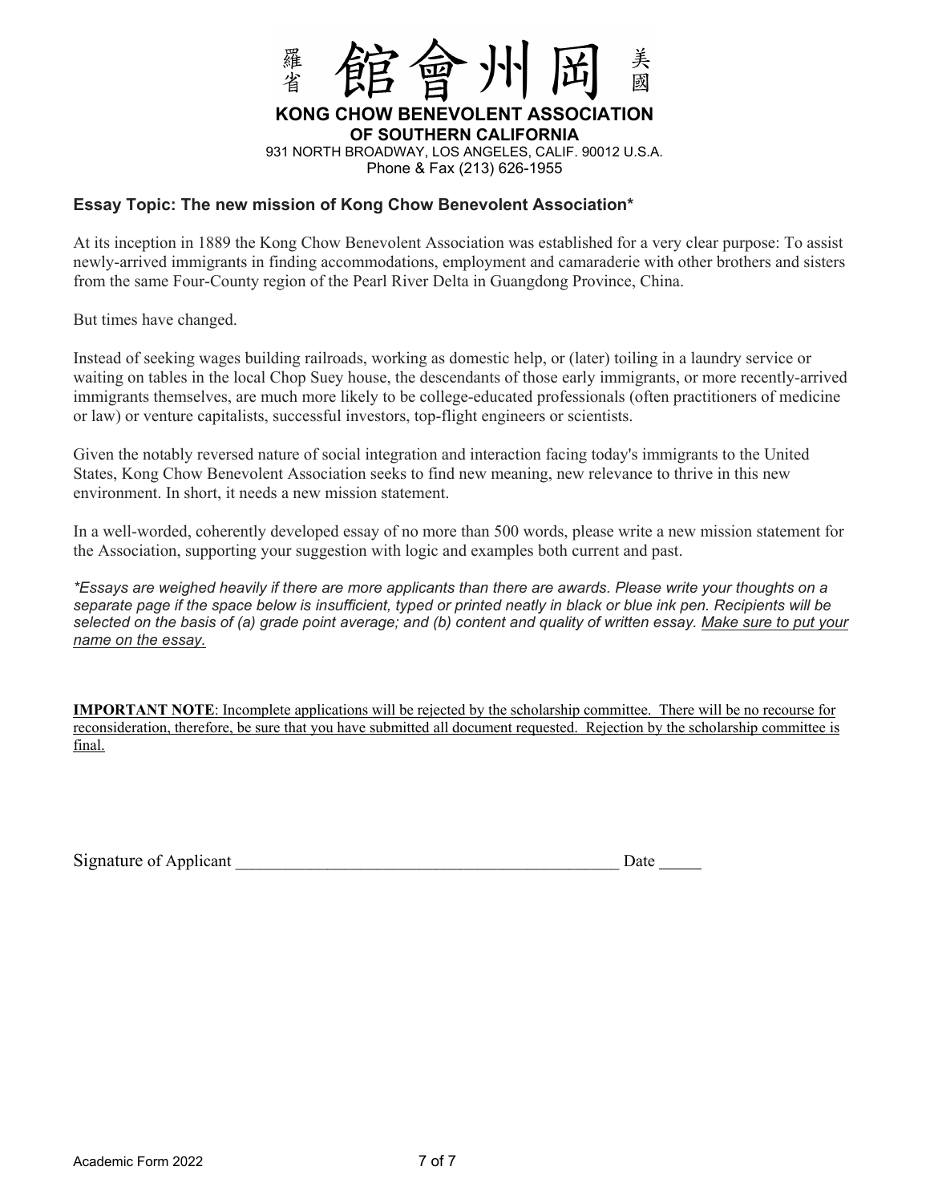羅省 館會州岡 美國

**KONG CHOW BENEVOLENT ASSOCIATION**
**OF SOUTHERN CALIFORNIA**

931 NORTH BROADWAY, LOS ANGELES, CALIF. 90012 U.S.A.
Phone & Fax (213) 626-1955

### Essay Topic: The new mission of Kong Chow Benevolent Association*

At its inception in 1889 the Kong Chow Benevolent Association was established for a very clear purpose: To assist newly-arrived immigrants in finding accommodations, employment and camaraderie with other brothers and sisters from the same Four-County region of the Pearl River Delta in Guangdong Province, China.

But times have changed.

Instead of seeking wages building railroads, working as domestic help, or (later) toiling in a laundry service or waiting on tables in the local Chop Suey house, the descendants of those early immigrants, or more recently-arrived immigrants themselves, are much more likely to be college-educated professionals (often practitioners of medicine or law) or venture capitalists, successful investors, top-flight engineers or scientists.

Given the notably reversed nature of social integration and interaction facing today's immigrants to the United States, Kong Chow Benevolent Association seeks to find new meaning, new relevance to thrive in this new environment. In short, it needs a new mission statement.

In a well-worded, coherently developed essay of no more than 500 words, please write a new mission statement for the Association, supporting your suggestion with logic and examples both current and past.

*\*Essays are weighed heavily if there are more applicants than there are awards. Please write your thoughts on a separate page if the space below is insufficient, typed or printed neatly in black or blue ink pen. Recipients will be selected on the basis of (a) grade point average; and (b) content and quality of written essay. <u>Make sure to put your name on the essay.</u>*

**<u>IMPORTANT NOTE</u>**<u>: Incomplete applications will be rejected by the scholarship committee. There will be no recourse for reconsideration, therefore, be sure that you have submitted all document requested. Rejection by the scholarship committee is final.</u>

Signature of Applicant ______________________________________________ Date _____

Academic Form 2022